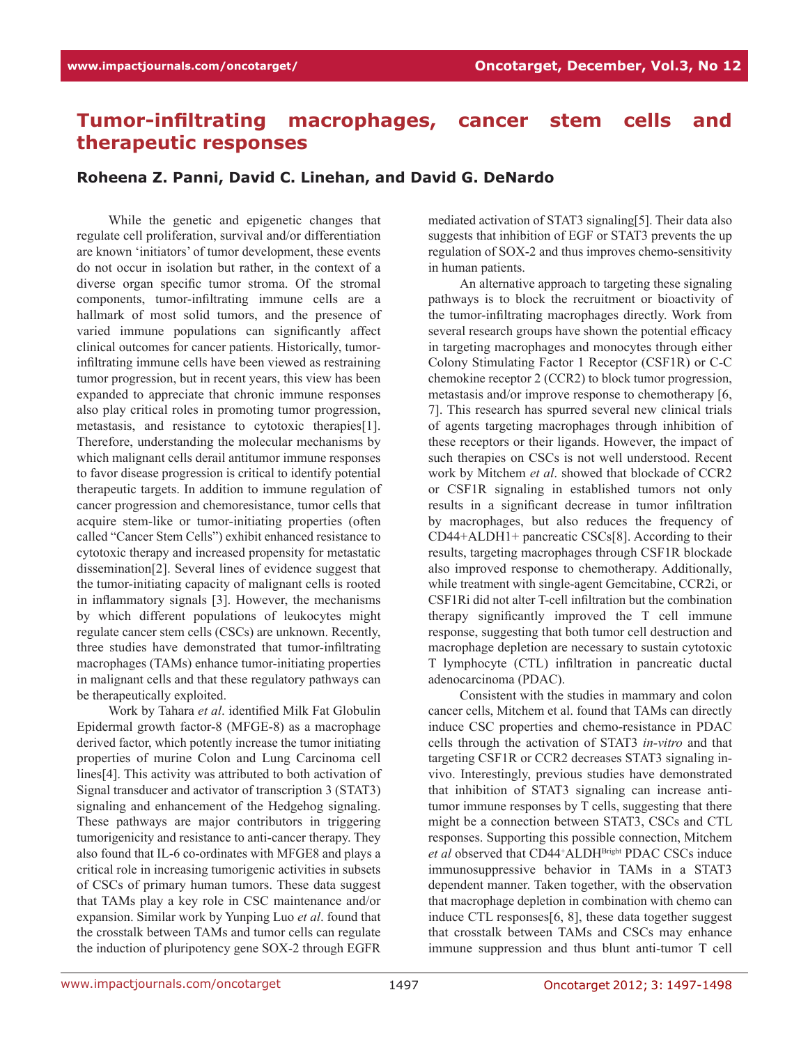# Tumor-infiltrating macrophages, cancer stem cells and therapeutic responses

**Roheena Z. Panni, David C. Linehan, and David G. DeNardo**

While the genetic and epigenetic changes that regulate cell proliferation, survival and/or differentiation are known 'initiators' of tumor development, these events do not occur in isolation but rather, in the context of a diverse organ specific tumor stroma. Of the stromal components, tumor-infiltrating immune cells are a hallmark of most solid tumors, and the presence of varied immune populations can significantly affect clinical outcomes for cancer patients. Historically, tumor-infiltrating immune cells have been viewed as restraining tumor progression, but in recent years, this view has been expanded to appreciate that chronic immune responses also play critical roles in promoting tumor progression, metastasis, and resistance to cytotoxic therapies[1]. Therefore, understanding the molecular mechanisms by which malignant cells derail antitumor immune responses to favor disease progression is critical to identify potential therapeutic targets. In addition to immune regulation of cancer progression and chemoresistance, tumor cells that acquire stem-like or tumor-initiating properties (often called "Cancer Stem Cells") exhibit enhanced resistance to cytotoxic therapy and increased propensity for metastatic dissemination[2]. Several lines of evidence suggest that the tumor-initiating capacity of malignant cells is rooted in inflammatory signals [3]. However, the mechanisms by which different populations of leukocytes might regulate cancer stem cells (CSCs) are unknown. Recently, three studies have demonstrated that tumor-infiltrating macrophages (TAMs) enhance tumor-initiating properties in malignant cells and that these regulatory pathways can be therapeutically exploited.

Work by Tahara *et al*. identified Milk Fat Globulin Epidermal growth factor-8 (MFGE-8) as a macrophage derived factor, which potently increase the tumor initiating properties of murine Colon and Lung Carcinoma cell lines[4]. This activity was attributed to both activation of Signal transducer and activator of transcription 3 (STAT3) signaling and enhancement of the Hedgehog signaling. These pathways are major contributors in triggering tumorigenicity and resistance to anti-cancer therapy. They also found that IL-6 co-ordinates with MFGE8 and plays a critical role in increasing tumorigenic activities in subsets of CSCs of primary human tumors. These data suggest that TAMs play a key role in CSC maintenance and/or expansion. Similar work by Yunping Luo *et al*. found that the crosstalk between TAMs and tumor cells can regulate the induction of pluripotency gene SOX-2 through EGFR mediated activation of STAT3 signaling[5]. Their data also suggests that inhibition of EGF or STAT3 prevents the up regulation of SOX-2 and thus improves chemo-sensitivity in human patients.

An alternative approach to targeting these signaling pathways is to block the recruitment or bioactivity of the tumor-infiltrating macrophages directly. Work from several research groups have shown the potential efficacy in targeting macrophages and monocytes through either Colony Stimulating Factor 1 Receptor (CSF1R) or C-C chemokine receptor 2 (CCR2) to block tumor progression, metastasis and/or improve response to chemotherapy [6, 7]. This research has spurred several new clinical trials of agents targeting macrophages through inhibition of these receptors or their ligands. However, the impact of such therapies on CSCs is not well understood. Recent work by Mitchem *et al*. showed that blockade of CCR2 or CSF1R signaling in established tumors not only results in a significant decrease in tumor infiltration by macrophages, but also reduces the frequency of CD44+ALDH1+ pancreatic CSCs[8]. According to their results, targeting macrophages through CSF1R blockade also improved response to chemotherapy. Additionally, while treatment with single-agent Gemcitabine, CCR2i, or CSF1Ri did not alter T-cell infiltration but the combination therapy significantly improved the T cell immune response, suggesting that both tumor cell destruction and macrophage depletion are necessary to sustain cytotoxic T lymphocyte (CTL) infiltration in pancreatic ductal adenocarcinoma (PDAC).

Consistent with the studies in mammary and colon cancer cells, Mitchem et al. found that TAMs can directly induce CSC properties and chemo-resistance in PDAC cells through the activation of STAT3 *in-vitro* and that targeting CSF1R or CCR2 decreases STAT3 signaling in-vivo. Interestingly, previous studies have demonstrated that inhibition of STAT3 signaling can increase anti-tumor immune responses by T cells, suggesting that there might be a connection between STAT3, CSCs and CTL responses. Supporting this possible connection, Mitchem *et al* observed that CD44$^{+}$ALDH$^{Bright}$ PDAC CSCs induce immunosuppressive behavior in TAMs in a STAT3 dependent manner. Taken together, with the observation that macrophage depletion in combination with chemo can induce CTL responses[6, 8], these data together suggest that crosstalk between TAMs and CSCs may enhance immune suppression and thus blunt anti-tumor T cell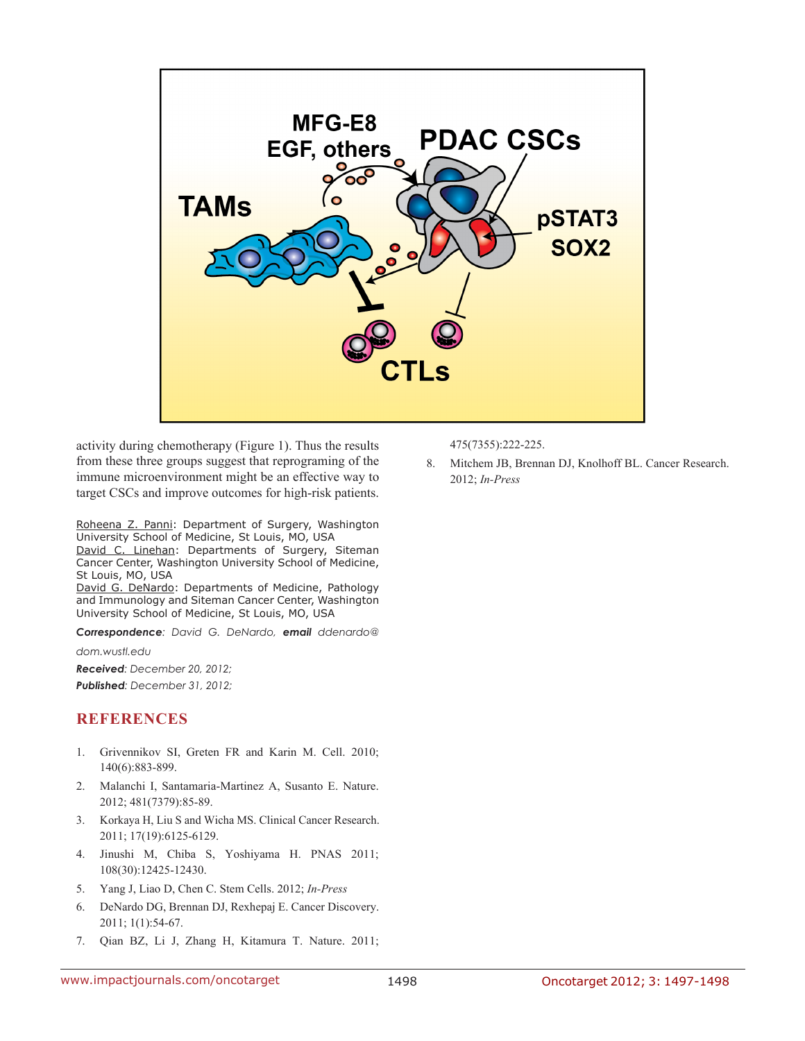MFG-E8

EGF, others

PDAC CSCs

TAMs

pSTAT3

SOX2

CTLs

activity during chemotherapy (Figure 1). Thus the results from these three groups suggest that reprograming of the immune microenvironment might be an effective way to target CSCs and improve outcomes for high-risk patients.

Roheena Z. Panni: Department of Surgery, Washington University School of Medicine, St Louis, MO, USA

David C. Linehan: Departments of Surgery, Siteman Cancer Center, Washington University School of Medicine, St Louis, MO, USA

David G. DeNardo: Departments of Medicine, Pathology and Immunology and Siteman Cancer Center, Washington University School of Medicine, St Louis, MO, USA

***Correspondence***: *David G. DeNardo,* ***email*** *ddenardo@dom.wustl.edu*

***Received***: *December 20, 2012;*

***Published***: *December 31, 2012;*

## REFERENCES

1. Grivennikov SI, Greten FR and Karin M. Cell. 2010; 140(6):883-899.
2. Malanchi I, Santamaria-Martinez A, Susanto E. Nature. 2012; 481(7379):85-89.
3. Korkaya H, Liu S and Wicha MS. Clinical Cancer Research. 2011; 17(19):6125-6129.
4. Jinushi M, Chiba S, Yoshiyama H. PNAS 2011; 108(30):12425-12430.
5. Yang J, Liao D, Chen C. Stem Cells. 2012; *In-Press*
6. DeNardo DG, Brennan DJ, Rexhepaj E. Cancer Discovery. 2011; 1(1):54-67.
7. Qian BZ, Li J, Zhang H, Kitamura T. Nature. 2011; 475(7355):222-225.
8. Mitchem JB, Brennan DJ, Knolhoff BL. Cancer Research. 2012; *In-Press*